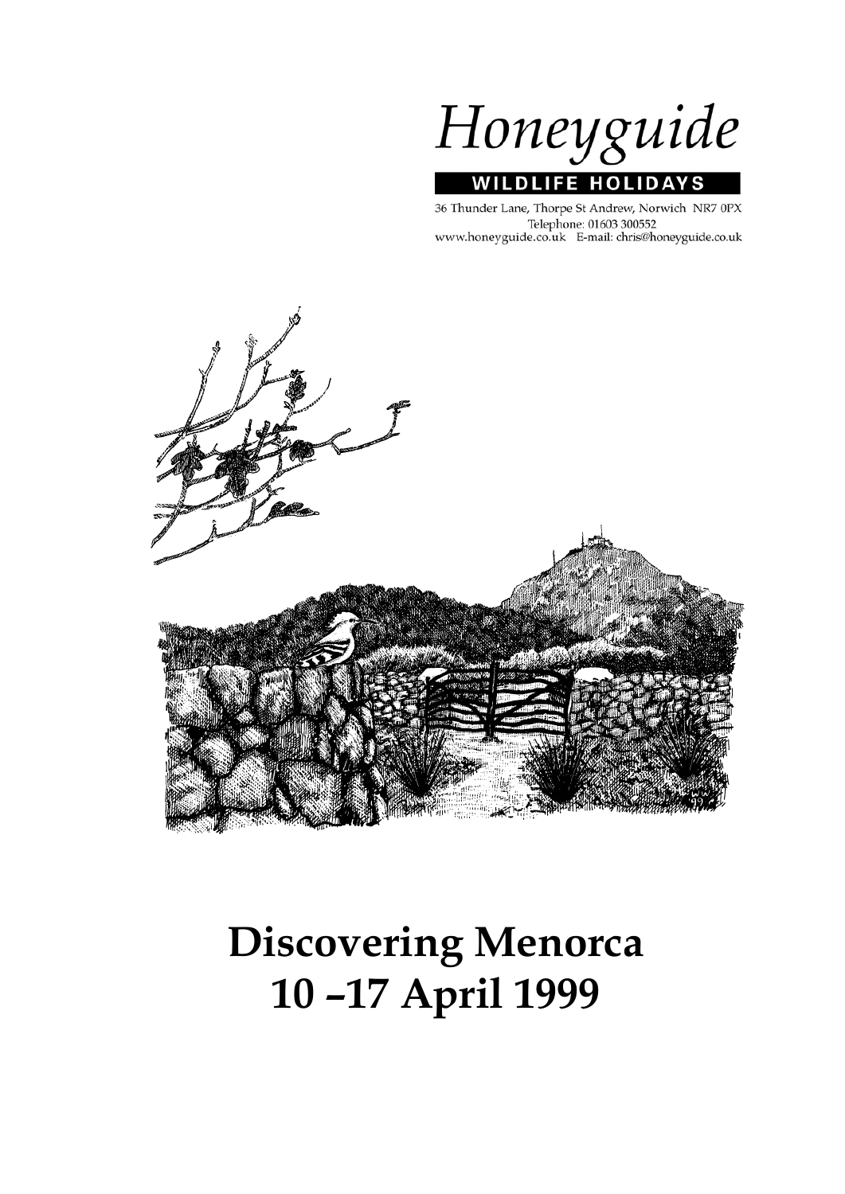*Honeyguide*

**WILDLIFE HOLIDAYS**

36 Thunder Lane, Thorpe St Andrew, Norwich NR7 0PX
Telephone: 01603 300552
www.honeyguide.co.uk E-mail: chris@honeyguide.co.uk

# Discovering Menorca
# 10 –17 April 1999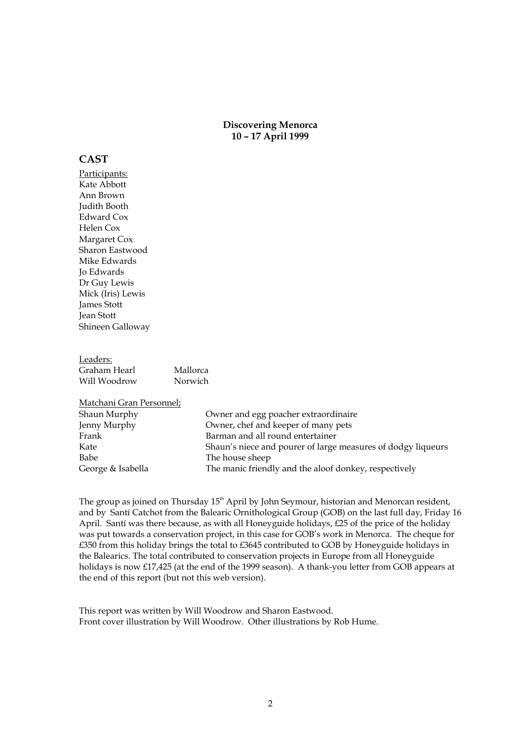**Discovering Menorca**
**10 – 17 April 1999**

## CAST

Participants:

Kate Abbott
Ann Brown
Judith Booth
Edward Cox
Helen Cox
Margaret Cox
Sharon Eastwood
Mike Edwards
Jo Edwards
Dr Guy Lewis
Mick (Iris) Lewis
James Stott
Jean Stott
Shineen Galloway

Leaders:

| | |
|---|---|
| Graham Hearl | Mallorca |
| Will Woodrow | Norwich |

Matchani Gran Personnel;

| | |
|---|---|
| Shaun Murphy | Owner and egg poacher extraordinaire |
| Jenny Murphy | Owner, chef and keeper of many pets |
| Frank | Barman and all round entertainer |
| Kate | Shaun's niece and pourer of large measures of dodgy liqueurs |
| Babe | The house sheep |
| George & Isabella | The manic friendly and the aloof donkey, respectively |

The group as joined on Thursday 15th April by John Seymour, historian and Menorcan resident, and by Santí Catchot from the Balearic Ornithological Group (GOB) on the last full day, Friday 16 April. Santí was there because, as with all Honeyguide holidays, £25 of the price of the holiday was put towards a conservation project, in this case for GOB's work in Menorca. The cheque for £350 from this holiday brings the total to £3645 contributed to GOB by Honeyguide holidays in the Balearics. The total contributed to conservation projects in Europe from all Honeyguide holidays is now £17,425 (at the end of the 1999 season). A thank-you letter from GOB appears at the end of this report (but not this web version).

This report was written by Will Woodrow and Sharon Eastwood.
Front cover illustration by Will Woodrow. Other illustrations by Rob Hume.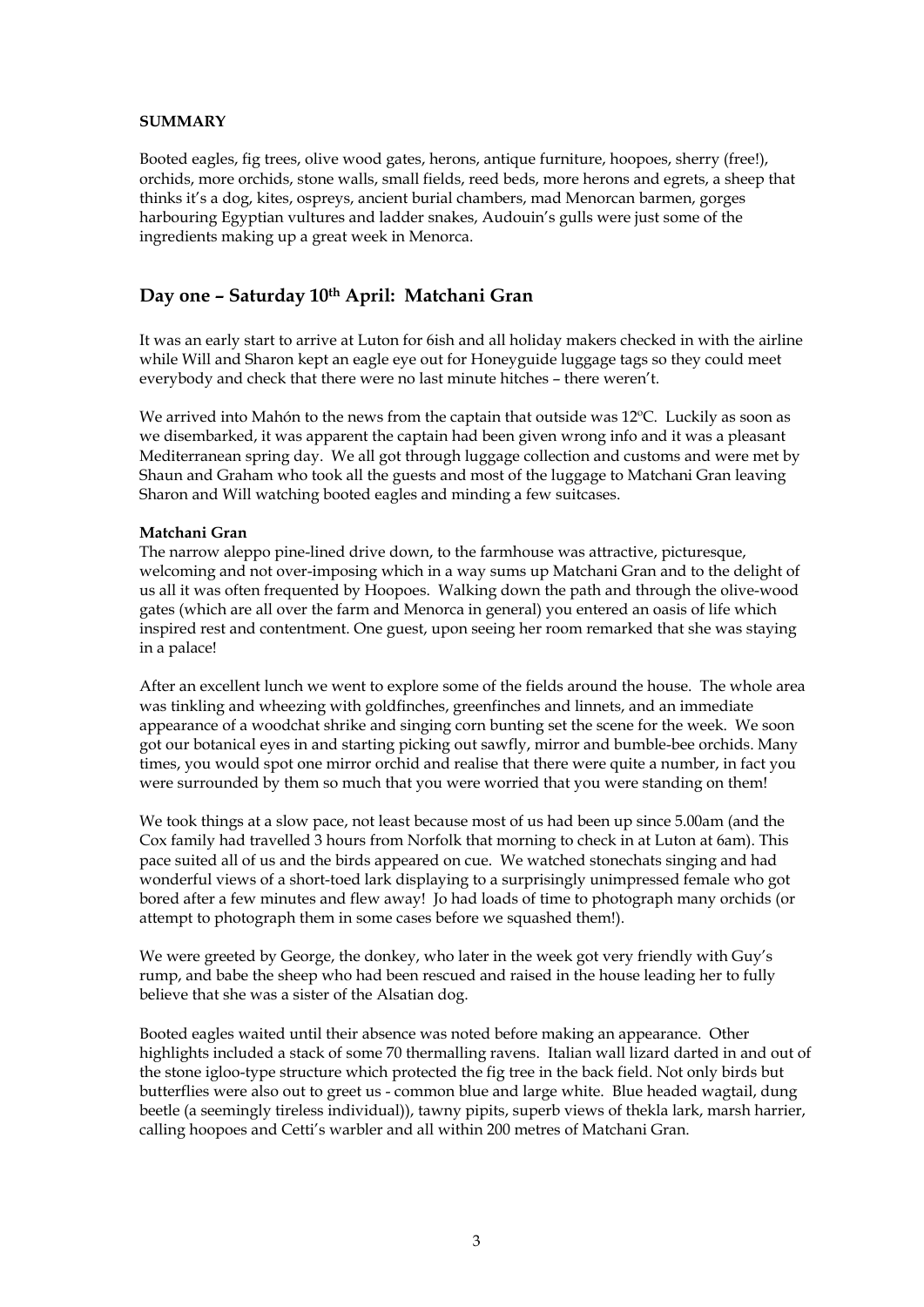**SUMMARY**

Booted eagles, fig trees, olive wood gates, herons, antique furniture, hoopoes, sherry (free!), orchids, more orchids, stone walls, small fields, reed beds, more herons and egrets, a sheep that thinks it's a dog, kites, ospreys, ancient burial chambers, mad Menorcan barmen, gorges harbouring Egyptian vultures and ladder snakes, Audouin's gulls were just some of the ingredients making up a great week in Menorca.

## Day one – Saturday 10th April: Matchani Gran

It was an early start to arrive at Luton for 6ish and all holiday makers checked in with the airline while Will and Sharon kept an eagle eye out for Honeyguide luggage tags so they could meet everybody and check that there were no last minute hitches – there weren't.

We arrived into Mahón to the news from the captain that outside was 12ºC. Luckily as soon as we disembarked, it was apparent the captain had been given wrong info and it was a pleasant Mediterranean spring day. We all got through luggage collection and customs and were met by Shaun and Graham who took all the guests and most of the luggage to Matchani Gran leaving Sharon and Will watching booted eagles and minding a few suitcases.

**Matchani Gran**

The narrow aleppo pine-lined drive down, to the farmhouse was attractive, picturesque, welcoming and not over-imposing which in a way sums up Matchani Gran and to the delight of us all it was often frequented by Hoopoes. Walking down the path and through the olive-wood gates (which are all over the farm and Menorca in general) you entered an oasis of life which inspired rest and contentment. One guest, upon seeing her room remarked that she was staying in a palace!

After an excellent lunch we went to explore some of the fields around the house. The whole area was tinkling and wheezing with goldfinches, greenfinches and linnets, and an immediate appearance of a woodchat shrike and singing corn bunting set the scene for the week. We soon got our botanical eyes in and starting picking out sawfly, mirror and bumble-bee orchids. Many times, you would spot one mirror orchid and realise that there were quite a number, in fact you were surrounded by them so much that you were worried that you were standing on them!

We took things at a slow pace, not least because most of us had been up since 5.00am (and the Cox family had travelled 3 hours from Norfolk that morning to check in at Luton at 6am). This pace suited all of us and the birds appeared on cue. We watched stonechats singing and had wonderful views of a short-toed lark displaying to a surprisingly unimpressed female who got bored after a few minutes and flew away! Jo had loads of time to photograph many orchids (or attempt to photograph them in some cases before we squashed them!).

We were greeted by George, the donkey, who later in the week got very friendly with Guy's rump, and babe the sheep who had been rescued and raised in the house leading her to fully believe that she was a sister of the Alsatian dog.

Booted eagles waited until their absence was noted before making an appearance. Other highlights included a stack of some 70 thermalling ravens. Italian wall lizard darted in and out of the stone igloo-type structure which protected the fig tree in the back field. Not only birds but butterflies were also out to greet us - common blue and large white. Blue headed wagtail, dung beetle (a seemingly tireless individual)), tawny pipits, superb views of thekla lark, marsh harrier, calling hoopoes and Cetti's warbler and all within 200 metres of Matchani Gran.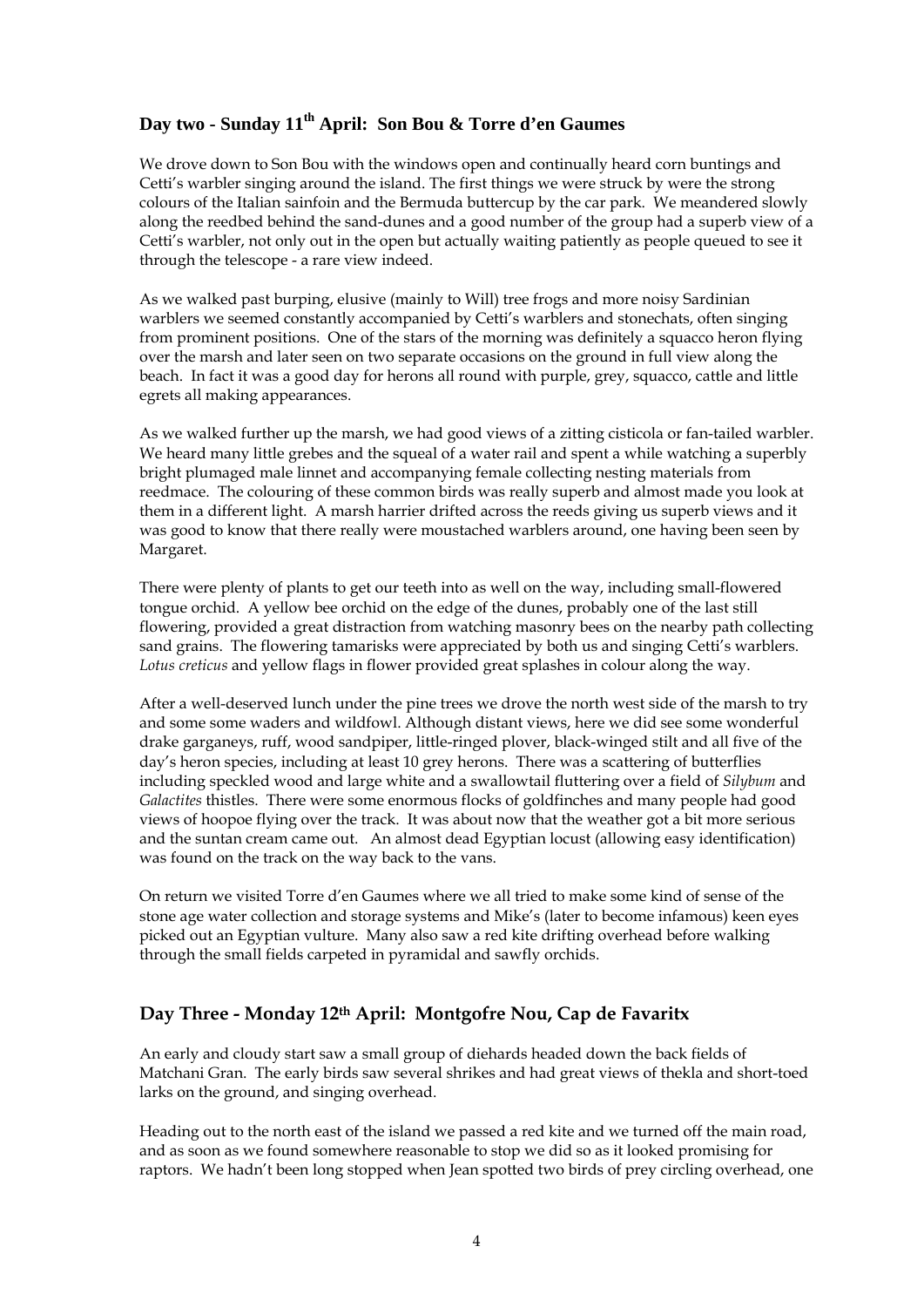## Day two - Sunday 11th April: Son Bou & Torre d'en Gaumes

We drove down to Son Bou with the windows open and continually heard corn buntings and Cetti's warbler singing around the island. The first things we were struck by were the strong colours of the Italian sainfoin and the Bermuda buttercup by the car park. We meandered slowly along the reedbed behind the sand-dunes and a good number of the group had a superb view of a Cetti's warbler, not only out in the open but actually waiting patiently as people queued to see it through the telescope - a rare view indeed.

As we walked past burping, elusive (mainly to Will) tree frogs and more noisy Sardinian warblers we seemed constantly accompanied by Cetti's warblers and stonechats, often singing from prominent positions. One of the stars of the morning was definitely a squacco heron flying over the marsh and later seen on two separate occasions on the ground in full view along the beach. In fact it was a good day for herons all round with purple, grey, squacco, cattle and little egrets all making appearances.

As we walked further up the marsh, we had good views of a zitting cisticola or fan-tailed warbler. We heard many little grebes and the squeal of a water rail and spent a while watching a superbly bright plumaged male linnet and accompanying female collecting nesting materials from reedmace. The colouring of these common birds was really superb and almost made you look at them in a different light. A marsh harrier drifted across the reeds giving us superb views and it was good to know that there really were moustached warblers around, one having been seen by Margaret.

There were plenty of plants to get our teeth into as well on the way, including small-flowered tongue orchid. A yellow bee orchid on the edge of the dunes, probably one of the last still flowering, provided a great distraction from watching masonry bees on the nearby path collecting sand grains. The flowering tamarisks were appreciated by both us and singing Cetti's warblers. *Lotus creticus* and yellow flags in flower provided great splashes in colour along the way.

After a well-deserved lunch under the pine trees we drove the north west side of the marsh to try and some some waders and wildfowl. Although distant views, here we did see some wonderful drake garganeys, ruff, wood sandpiper, little-ringed plover, black-winged stilt and all five of the day's heron species, including at least 10 grey herons. There was a scattering of butterflies including speckled wood and large white and a swallowtail fluttering over a field of *Silybum* and *Galactites* thistles. There were some enormous flocks of goldfinches and many people had good views of hoopoe flying over the track. It was about now that the weather got a bit more serious and the suntan cream came out. An almost dead Egyptian locust (allowing easy identification) was found on the track on the way back to the vans.

On return we visited Torre d'en Gaumes where we all tried to make some kind of sense of the stone age water collection and storage systems and Mike's (later to become infamous) keen eyes picked out an Egyptian vulture. Many also saw a red kite drifting overhead before walking through the small fields carpeted in pyramidal and sawfly orchids.

## Day Three - Monday 12th April: Montgofre Nou, Cap de Favaritx

An early and cloudy start saw a small group of diehards headed down the back fields of Matchani Gran. The early birds saw several shrikes and had great views of thekla and short-toed larks on the ground, and singing overhead.

Heading out to the north east of the island we passed a red kite and we turned off the main road, and as soon as we found somewhere reasonable to stop we did so as it looked promising for raptors. We hadn't been long stopped when Jean spotted two birds of prey circling overhead, one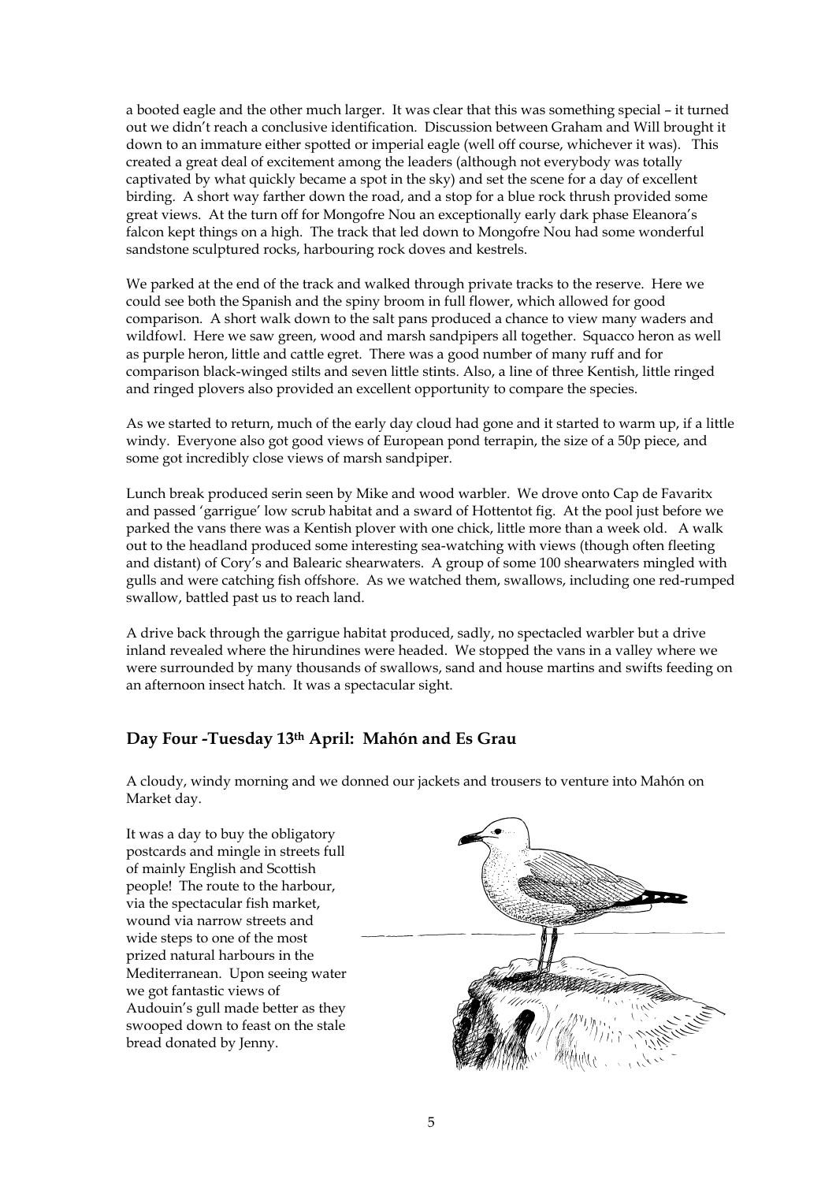a booted eagle and the other much larger. It was clear that this was something special – it turned out we didn't reach a conclusive identification. Discussion between Graham and Will brought it down to an immature either spotted or imperial eagle (well off course, whichever it was). This created a great deal of excitement among the leaders (although not everybody was totally captivated by what quickly became a spot in the sky) and set the scene for a day of excellent birding. A short way farther down the road, and a stop for a blue rock thrush provided some great views. At the turn off for Mongofre Nou an exceptionally early dark phase Eleanora's falcon kept things on a high. The track that led down to Mongofre Nou had some wonderful sandstone sculptured rocks, harbouring rock doves and kestrels.

We parked at the end of the track and walked through private tracks to the reserve. Here we could see both the Spanish and the spiny broom in full flower, which allowed for good comparison. A short walk down to the salt pans produced a chance to view many waders and wildfowl. Here we saw green, wood and marsh sandpipers all together. Squacco heron as well as purple heron, little and cattle egret. There was a good number of many ruff and for comparison black-winged stilts and seven little stints. Also, a line of three Kentish, little ringed and ringed plovers also provided an excellent opportunity to compare the species.

As we started to return, much of the early day cloud had gone and it started to warm up, if a little windy. Everyone also got good views of European pond terrapin, the size of a 50p piece, and some got incredibly close views of marsh sandpiper.

Lunch break produced serin seen by Mike and wood warbler. We drove onto Cap de Favaritx and passed 'garrigue' low scrub habitat and a sward of Hottentot fig. At the pool just before we parked the vans there was a Kentish plover with one chick, little more than a week old. A walk out to the headland produced some interesting sea-watching with views (though often fleeting and distant) of Cory's and Balearic shearwaters. A group of some 100 shearwaters mingled with gulls and were catching fish offshore. As we watched them, swallows, including one red-rumped swallow, battled past us to reach land.

A drive back through the garrigue habitat produced, sadly, no spectacled warbler but a drive inland revealed where the hirundines were headed. We stopped the vans in a valley where we were surrounded by many thousands of swallows, sand and house martins and swifts feeding on an afternoon insect hatch. It was a spectacular sight.

## Day Four -Tuesday 13th April: Mahón and Es Grau

A cloudy, windy morning and we donned our jackets and trousers to venture into Mahón on Market day.

It was a day to buy the obligatory postcards and mingle in streets full of mainly English and Scottish people! The route to the harbour, via the spectacular fish market, wound via narrow streets and wide steps to one of the most prized natural harbours in the Mediterranean. Upon seeing water we got fantastic views of Audouin's gull made better as they swooped down to feast on the stale bread donated by Jenny.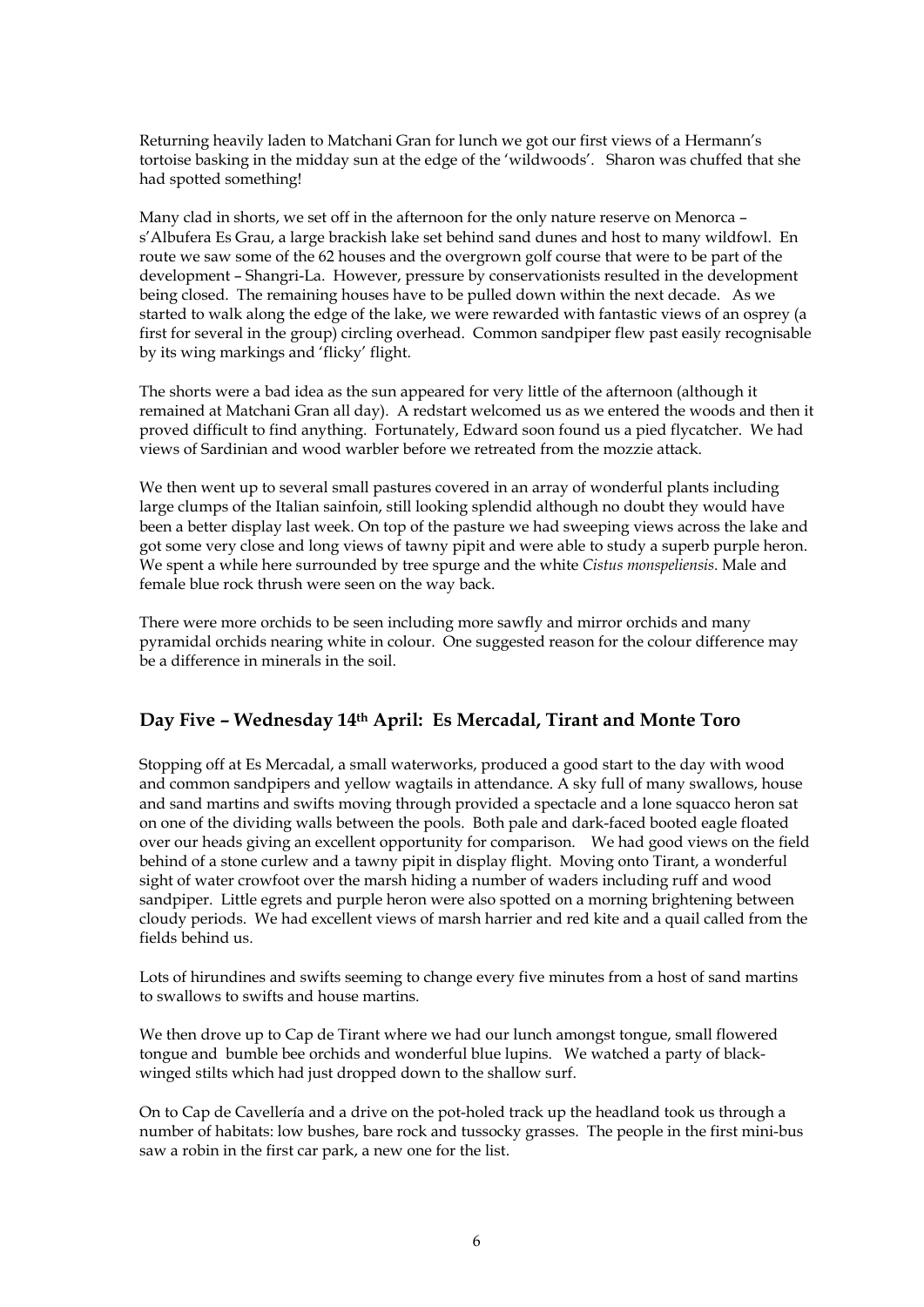Returning heavily laden to Matchani Gran for lunch we got our first views of a Hermann's tortoise basking in the midday sun at the edge of the 'wildwoods'. Sharon was chuffed that she had spotted something!

Many clad in shorts, we set off in the afternoon for the only nature reserve on Menorca – s'Albufera Es Grau, a large brackish lake set behind sand dunes and host to many wildfowl. En route we saw some of the 62 houses and the overgrown golf course that were to be part of the development – Shangri-La. However, pressure by conservationists resulted in the development being closed. The remaining houses have to be pulled down within the next decade. As we started to walk along the edge of the lake, we were rewarded with fantastic views of an osprey (a first for several in the group) circling overhead. Common sandpiper flew past easily recognisable by its wing markings and 'flicky' flight.

The shorts were a bad idea as the sun appeared for very little of the afternoon (although it remained at Matchani Gran all day). A redstart welcomed us as we entered the woods and then it proved difficult to find anything. Fortunately, Edward soon found us a pied flycatcher. We had views of Sardinian and wood warbler before we retreated from the mozzie attack.

We then went up to several small pastures covered in an array of wonderful plants including large clumps of the Italian sainfoin, still looking splendid although no doubt they would have been a better display last week. On top of the pasture we had sweeping views across the lake and got some very close and long views of tawny pipit and were able to study a superb purple heron. We spent a while here surrounded by tree spurge and the white *Cistus monspeliensis*. Male and female blue rock thrush were seen on the way back.

There were more orchids to be seen including more sawfly and mirror orchids and many pyramidal orchids nearing white in colour. One suggested reason for the colour difference may be a difference in minerals in the soil.

## Day Five – Wednesday 14th April: Es Mercadal, Tirant and Monte Toro

Stopping off at Es Mercadal, a small waterworks, produced a good start to the day with wood and common sandpipers and yellow wagtails in attendance. A sky full of many swallows, house and sand martins and swifts moving through provided a spectacle and a lone squacco heron sat on one of the dividing walls between the pools. Both pale and dark-faced booted eagle floated over our heads giving an excellent opportunity for comparison. We had good views on the field behind of a stone curlew and a tawny pipit in display flight. Moving onto Tirant, a wonderful sight of water crowfoot over the marsh hiding a number of waders including ruff and wood sandpiper. Little egrets and purple heron were also spotted on a morning brightening between cloudy periods. We had excellent views of marsh harrier and red kite and a quail called from the fields behind us.

Lots of hirundines and swifts seeming to change every five minutes from a host of sand martins to swallows to swifts and house martins.

We then drove up to Cap de Tirant where we had our lunch amongst tongue, small flowered tongue and bumble bee orchids and wonderful blue lupins. We watched a party of black-winged stilts which had just dropped down to the shallow surf.

On to Cap de Cavellería and a drive on the pot-holed track up the headland took us through a number of habitats: low bushes, bare rock and tussocky grasses. The people in the first mini-bus saw a robin in the first car park, a new one for the list.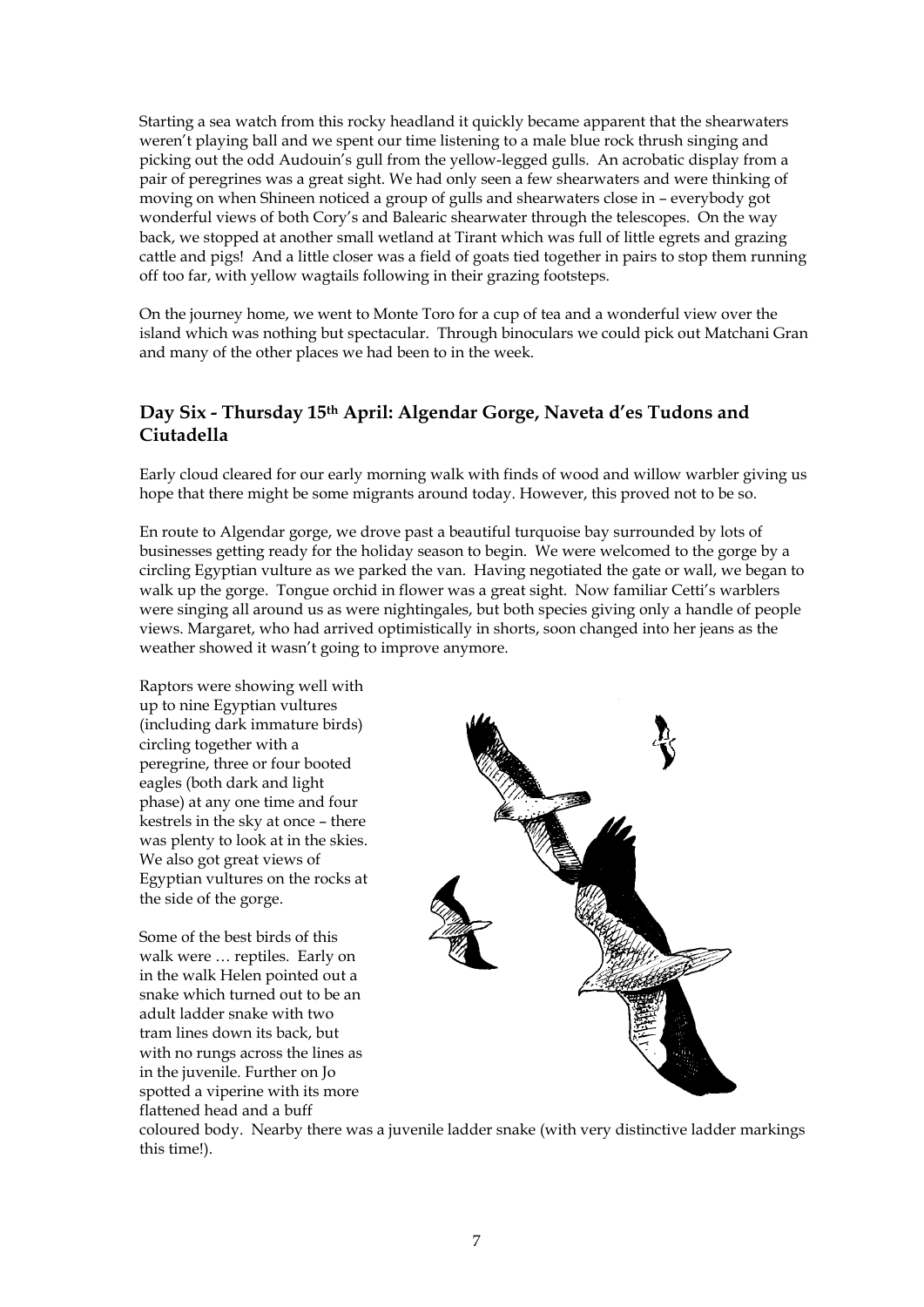Starting a sea watch from this rocky headland it quickly became apparent that the shearwaters weren't playing ball and we spent our time listening to a male blue rock thrush singing and picking out the odd Audouin's gull from the yellow-legged gulls. An acrobatic display from a pair of peregrines was a great sight. We had only seen a few shearwaters and were thinking of moving on when Shineen noticed a group of gulls and shearwaters close in – everybody got wonderful views of both Cory's and Balearic shearwater through the telescopes. On the way back, we stopped at another small wetland at Tirant which was full of little egrets and grazing cattle and pigs! And a little closer was a field of goats tied together in pairs to stop them running off too far, with yellow wagtails following in their grazing footsteps.

On the journey home, we went to Monte Toro for a cup of tea and a wonderful view over the island which was nothing but spectacular. Through binoculars we could pick out Matchani Gran and many of the other places we had been to in the week.

## Day Six - Thursday 15th April: Algendar Gorge, Naveta d'es Tudons and Ciutadella

Early cloud cleared for our early morning walk with finds of wood and willow warbler giving us hope that there might be some migrants around today. However, this proved not to be so.

En route to Algendar gorge, we drove past a beautiful turquoise bay surrounded by lots of businesses getting ready for the holiday season to begin. We were welcomed to the gorge by a circling Egyptian vulture as we parked the van. Having negotiated the gate or wall, we began to walk up the gorge. Tongue orchid in flower was a great sight. Now familiar Cetti's warblers were singing all around us as were nightingales, but both species giving only a handle of people views. Margaret, who had arrived optimistically in shorts, soon changed into her jeans as the weather showed it wasn't going to improve anymore.

Raptors were showing well with up to nine Egyptian vultures (including dark immature birds) circling together with a peregrine, three or four booted eagles (both dark and light phase) at any one time and four kestrels in the sky at once – there was plenty to look at in the skies. We also got great views of Egyptian vultures on the rocks at the side of the gorge.

Some of the best birds of this walk were … reptiles. Early on in the walk Helen pointed out a snake which turned out to be an adult ladder snake with two tram lines down its back, but with no rungs across the lines as in the juvenile. Further on Jo spotted a viperine with its more flattened head and a buff coloured body. Nearby there was a juvenile ladder snake (with very distinctive ladder markings this time!).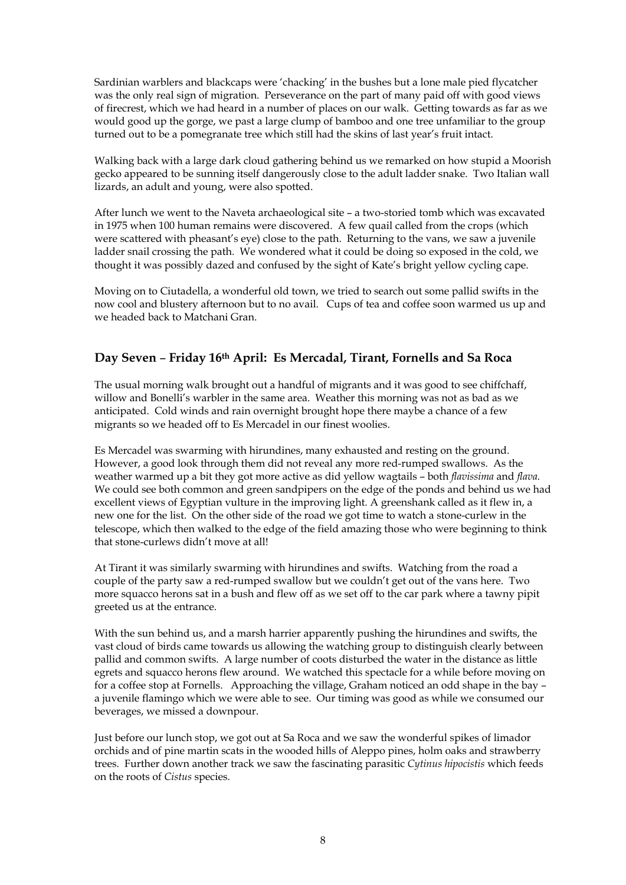Sardinian warblers and blackcaps were 'chacking' in the bushes but a lone male pied flycatcher was the only real sign of migration. Perseverance on the part of many paid off with good views of firecrest, which we had heard in a number of places on our walk. Getting towards as far as we would good up the gorge, we past a large clump of bamboo and one tree unfamiliar to the group turned out to be a pomegranate tree which still had the skins of last year's fruit intact.

Walking back with a large dark cloud gathering behind us we remarked on how stupid a Moorish gecko appeared to be sunning itself dangerously close to the adult ladder snake. Two Italian wall lizards, an adult and young, were also spotted.

After lunch we went to the Naveta archaeological site – a two-storied tomb which was excavated in 1975 when 100 human remains were discovered. A few quail called from the crops (which were scattered with pheasant's eye) close to the path. Returning to the vans, we saw a juvenile ladder snail crossing the path. We wondered what it could be doing so exposed in the cold, we thought it was possibly dazed and confused by the sight of Kate's bright yellow cycling cape.

Moving on to Ciutadella, a wonderful old town, we tried to search out some pallid swifts in the now cool and blustery afternoon but to no avail. Cups of tea and coffee soon warmed us up and we headed back to Matchani Gran.

## Day Seven – Friday 16th April: Es Mercadal, Tirant, Fornells and Sa Roca

The usual morning walk brought out a handful of migrants and it was good to see chiffchaff, willow and Bonelli's warbler in the same area. Weather this morning was not as bad as we anticipated. Cold winds and rain overnight brought hope there maybe a chance of a few migrants so we headed off to Es Mercadel in our finest woolies.

Es Mercadel was swarming with hirundines, many exhausted and resting on the ground. However, a good look through them did not reveal any more red-rumped swallows. As the weather warmed up a bit they got more active as did yellow wagtails – both *flavissima* and *flava*. We could see both common and green sandpipers on the edge of the ponds and behind us we had excellent views of Egyptian vulture in the improving light. A greenshank called as it flew in, a new one for the list. On the other side of the road we got time to watch a stone-curlew in the telescope, which then walked to the edge of the field amazing those who were beginning to think that stone-curlews didn't move at all!

At Tirant it was similarly swarming with hirundines and swifts. Watching from the road a couple of the party saw a red-rumped swallow but we couldn't get out of the vans here. Two more squacco herons sat in a bush and flew off as we set off to the car park where a tawny pipit greeted us at the entrance.

With the sun behind us, and a marsh harrier apparently pushing the hirundines and swifts, the vast cloud of birds came towards us allowing the watching group to distinguish clearly between pallid and common swifts. A large number of coots disturbed the water in the distance as little egrets and squacco herons flew around. We watched this spectacle for a while before moving on for a coffee stop at Fornells. Approaching the village, Graham noticed an odd shape in the bay – a juvenile flamingo which we were able to see. Our timing was good as while we consumed our beverages, we missed a downpour.

Just before our lunch stop, we got out at Sa Roca and we saw the wonderful spikes of limador orchids and of pine martin scats in the wooded hills of Aleppo pines, holm oaks and strawberry trees. Further down another track we saw the fascinating parasitic *Cytinus hipocistis* which feeds on the roots of *Cistus* species.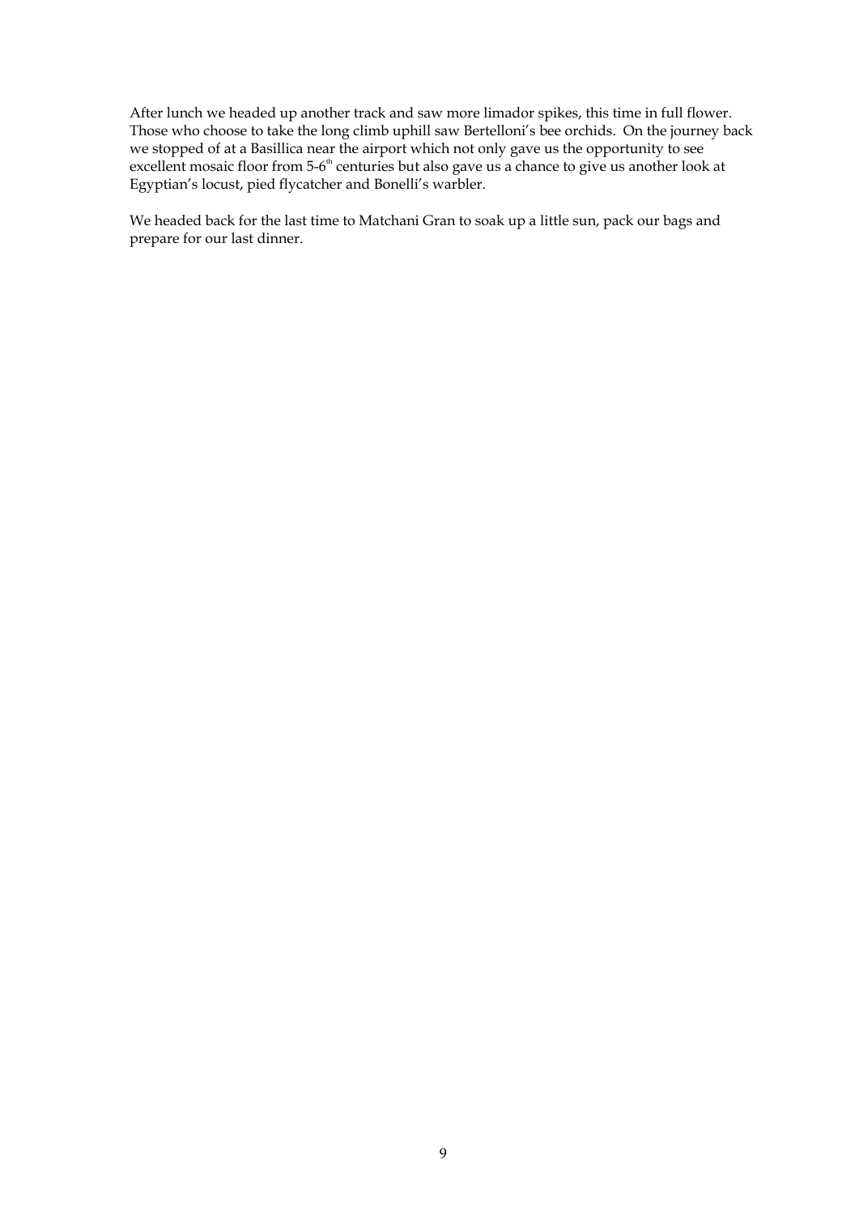After lunch we headed up another track and saw more limador spikes, this time in full flower. Those who choose to take the long climb uphill saw Bertelloni's bee orchids. On the journey back we stopped of at a Basillica near the airport which not only gave us the opportunity to see excellent mosaic floor from 5-6th centuries but also gave us a chance to give us another look at Egyptian's locust, pied flycatcher and Bonelli's warbler.

We headed back for the last time to Matchani Gran to soak up a little sun, pack our bags and prepare for our last dinner.